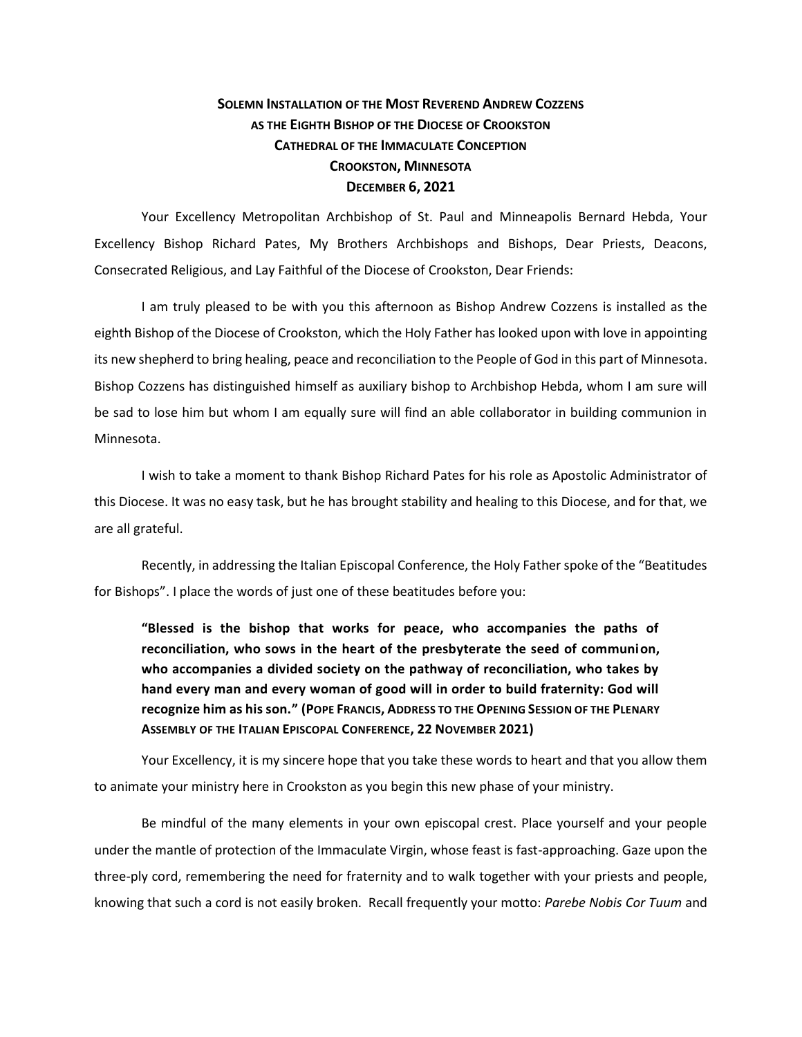**SOLEMN INSTALLATION OF THE MOST REVEREND ANDREW COZZENS**
**AS THE EIGHTH BISHOP OF THE DIOCESE OF CROOKSTON**
**CATHEDRAL OF THE IMMACULATE CONCEPTION**
**CROOKSTON, MINNESOTA**
**DECEMBER 6, 2021**

Your Excellency Metropolitan Archbishop of St. Paul and Minneapolis Bernard Hebda, Your Excellency Bishop Richard Pates, My Brothers Archbishops and Bishops, Dear Priests, Deacons, Consecrated Religious, and Lay Faithful of the Diocese of Crookston, Dear Friends:

I am truly pleased to be with you this afternoon as Bishop Andrew Cozzens is installed as the eighth Bishop of the Diocese of Crookston, which the Holy Father has looked upon with love in appointing its new shepherd to bring healing, peace and reconciliation to the People of God in this part of Minnesota. Bishop Cozzens has distinguished himself as auxiliary bishop to Archbishop Hebda, whom I am sure will be sad to lose him but whom I am equally sure will find an able collaborator in building communion in Minnesota.

I wish to take a moment to thank Bishop Richard Pates for his role as Apostolic Administrator of this Diocese. It was no easy task, but he has brought stability and healing to this Diocese, and for that, we are all grateful.

Recently, in addressing the Italian Episcopal Conference, the Holy Father spoke of the "Beatitudes for Bishops". I place the words of just one of these beatitudes before you:

> **"Blessed is the bishop that works for peace, who accompanies the paths of reconciliation, who sows in the heart of the presbyterate the seed of communion, who accompanies a divided society on the pathway of reconciliation, who takes by hand every man and every woman of good will in order to build fraternity: God will recognize him as his son." (POPE FRANCIS, ADDRESS TO THE OPENING SESSION OF THE PLENARY ASSEMBLY OF THE ITALIAN EPISCOPAL CONFERENCE, 22 NOVEMBER 2021)**

Your Excellency, it is my sincere hope that you take these words to heart and that you allow them to animate your ministry here in Crookston as you begin this new phase of your ministry.

Be mindful of the many elements in your own episcopal crest. Place yourself and your people under the mantle of protection of the Immaculate Virgin, whose feast is fast-approaching. Gaze upon the three-ply cord, remembering the need for fraternity and to walk together with your priests and people, knowing that such a cord is not easily broken. Recall frequently your motto: *Parebe Nobis Cor Tuum* and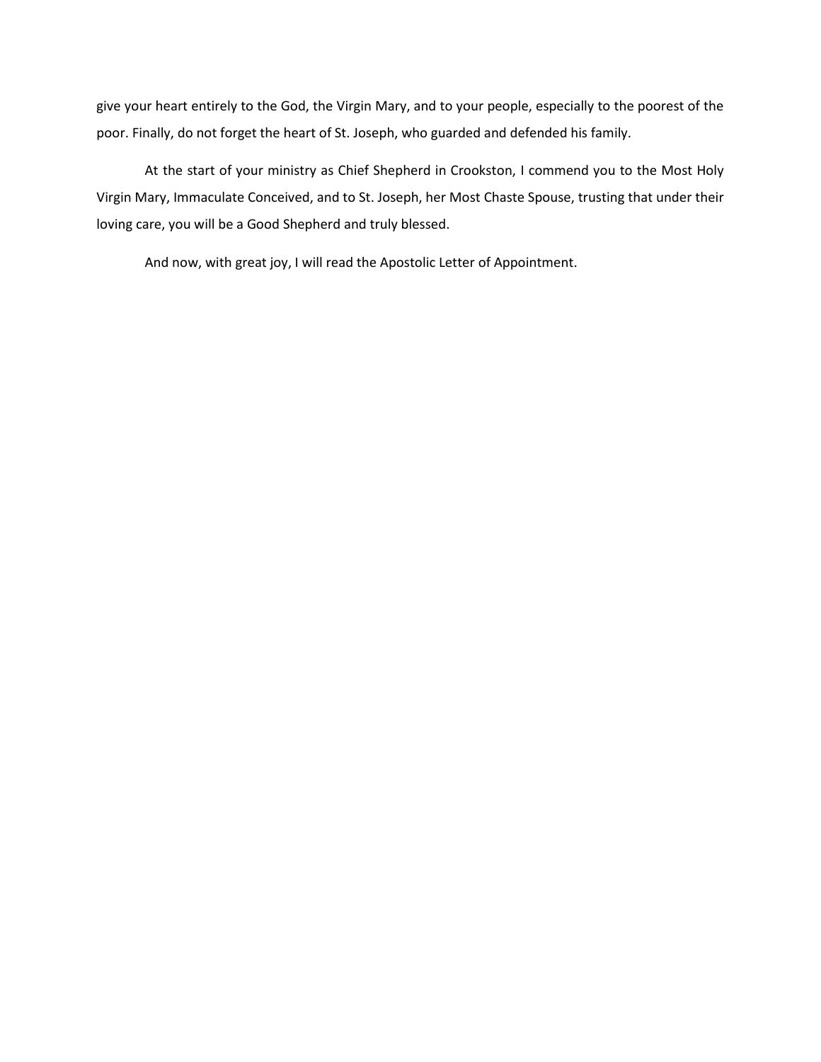give your heart entirely to the God, the Virgin Mary, and to your people, especially to the poorest of the poor. Finally, do not forget the heart of St. Joseph, who guarded and defended his family.

At the start of your ministry as Chief Shepherd in Crookston, I commend you to the Most Holy Virgin Mary, Immaculate Conceived, and to St. Joseph, her Most Chaste Spouse, trusting that under their loving care, you will be a Good Shepherd and truly blessed.

And now, with great joy, I will read the Apostolic Letter of Appointment.